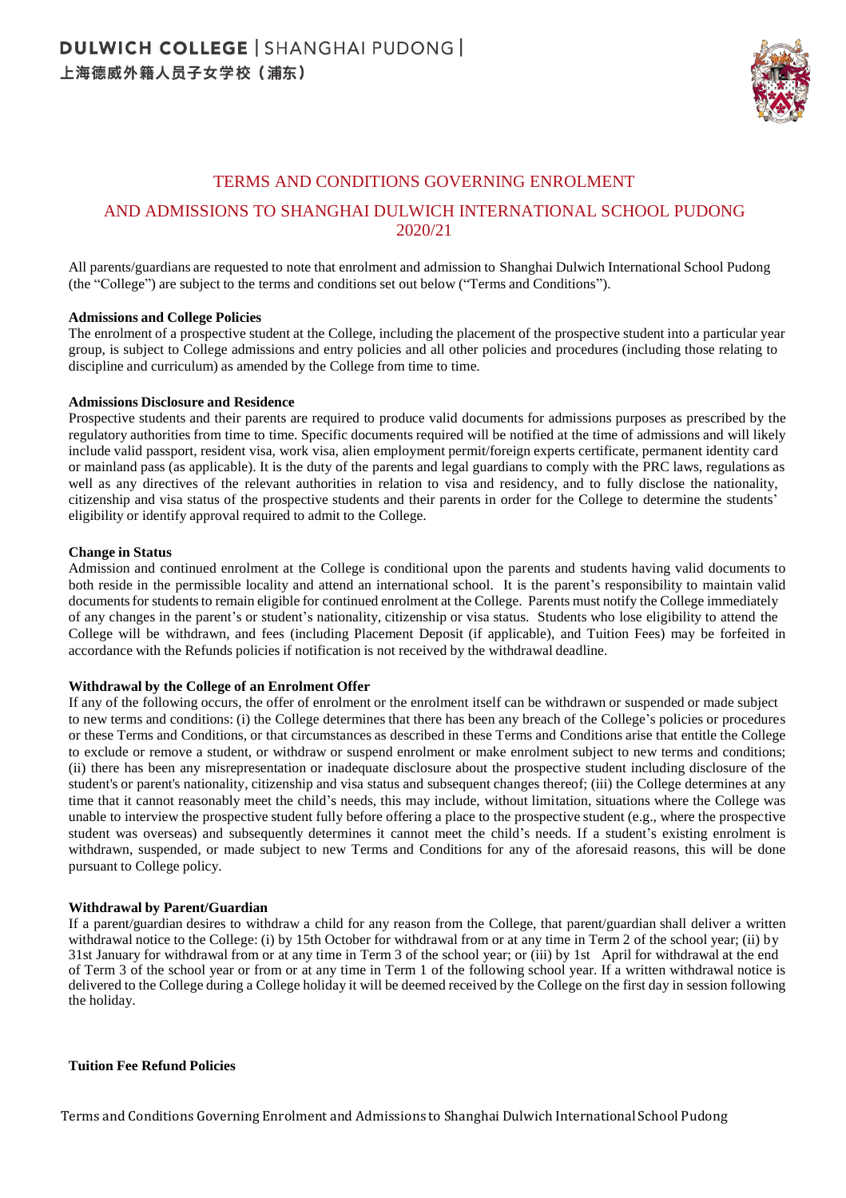# TERMS AND CONDITIONS GOVERNING ENROLMENT AND ADMISSIONS TO SHANGHAI DULWICH INTERNATIONAL SCHOOL PUDONG 2020/21

All parents/guardians are requested to note that enrolment and admission to Shanghai Dulwich International School Pudong (the "College") are subject to the terms and conditions set out below ("Terms and Conditions").

**Admissions and College Policies**

The enrolment of a prospective student at the College, including the placement of the prospective student into a particular year group, is subject to College admissions and entry policies and all other policies and procedures (including those relating to discipline and curriculum) as amended by the College from time to time.

**Admissions Disclosure and Residence**

Prospective students and their parents are required to produce valid documents for admissions purposes as prescribed by the regulatory authorities from time to time. Specific documents required will be notified at the time of admissions and will likely include valid passport, resident visa, work visa, alien employment permit/foreign experts certificate, permanent identity card or mainland pass (as applicable). It is the duty of the parents and legal guardians to comply with the PRC laws, regulations as well as any directives of the relevant authorities in relation to visa and residency, and to fully disclose the nationality, citizenship and visa status of the prospective students and their parents in order for the College to determine the students' eligibility or identify approval required to admit to the College.

**Change in Status**

Admission and continued enrolment at the College is conditional upon the parents and students having valid documents to both reside in the permissible locality and attend an international school. It is the parent's responsibility to maintain valid documents for students to remain eligible for continued enrolment at the College. Parents must notify the College immediately of any changes in the parent's or student's nationality, citizenship or visa status. Students who lose eligibility to attend the College will be withdrawn, and fees (including Placement Deposit (if applicable), and Tuition Fees) may be forfeited in accordance with the Refunds policies if notification is not received by the withdrawal deadline.

**Withdrawal by the College of an Enrolment Offer**

If any of the following occurs, the offer of enrolment or the enrolment itself can be withdrawn or suspended or made subject to new terms and conditions: (i) the College determines that there has been any breach of the College's policies or procedures or these Terms and Conditions, or that circumstances as described in these Terms and Conditions arise that entitle the College to exclude or remove a student, or withdraw or suspend enrolment or make enrolment subject to new terms and conditions; (ii) there has been any misrepresentation or inadequate disclosure about the prospective student including disclosure of the student's or parent's nationality, citizenship and visa status and subsequent changes thereof; (iii) the College determines at any time that it cannot reasonably meet the child's needs, this may include, without limitation, situations where the College was unable to interview the prospective student fully before offering a place to the prospective student (e.g., where the prospective student was overseas) and subsequently determines it cannot meet the child's needs. If a student's existing enrolment is withdrawn, suspended, or made subject to new Terms and Conditions for any of the aforesaid reasons, this will be done pursuant to College policy.

**Withdrawal by Parent/Guardian**

If a parent/guardian desires to withdraw a child for any reason from the College, that parent/guardian shall deliver a written withdrawal notice to the College: (i) by 15th October for withdrawal from or at any time in Term 2 of the school year; (ii) by 31st January for withdrawal from or at any time in Term 3 of the school year; or (iii) by 1st April for withdrawal at the end of Term 3 of the school year or from or at any time in Term 1 of the following school year. If a written withdrawal notice is delivered to the College during a College holiday it will be deemed received by the College on the first day in session following the holiday.

**Tuition Fee Refund Policies**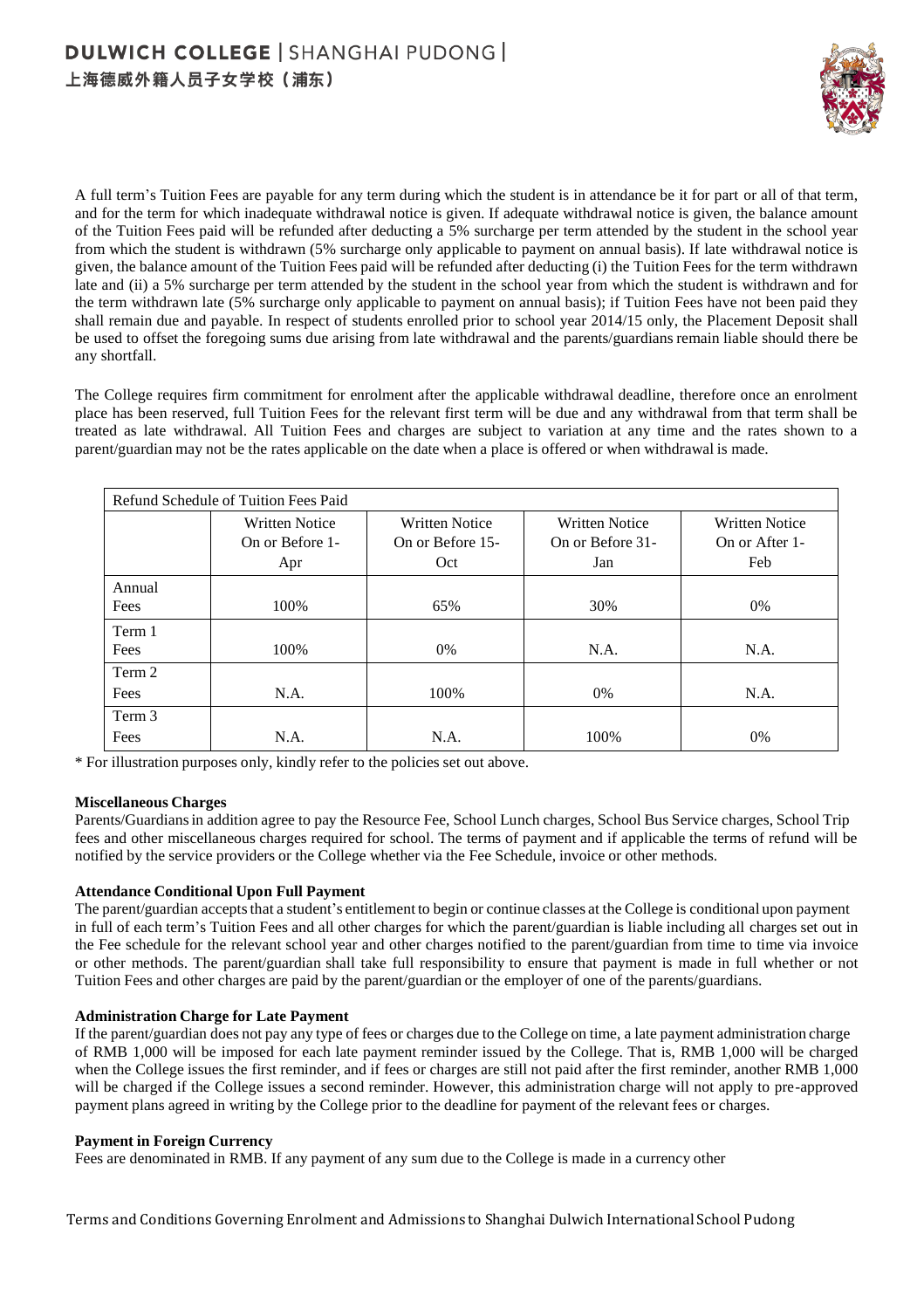A full term's Tuition Fees are payable for any term during which the student is in attendance be it for part or all of that term, and for the term for which inadequate withdrawal notice is given. If adequate withdrawal notice is given, the balance amount of the Tuition Fees paid will be refunded after deducting a 5% surcharge per term attended by the student in the school year from which the student is withdrawn (5% surcharge only applicable to payment on annual basis). If late withdrawal notice is given, the balance amount of the Tuition Fees paid will be refunded after deducting (i) the Tuition Fees for the term withdrawn late and (ii) a 5% surcharge per term attended by the student in the school year from which the student is withdrawn and for the term withdrawn late (5% surcharge only applicable to payment on annual basis); if Tuition Fees have not been paid they shall remain due and payable. In respect of students enrolled prior to school year 2014/15 only, the Placement Deposit shall be used to offset the foregoing sums due arising from late withdrawal and the parents/guardians remain liable should there be any shortfall.

The College requires firm commitment for enrolment after the applicable withdrawal deadline, therefore once an enrolment place has been reserved, full Tuition Fees for the relevant first term will be due and any withdrawal from that term shall be treated as late withdrawal. All Tuition Fees and charges are subject to variation at any time and the rates shown to a parent/guardian may not be the rates applicable on the date when a place is offered or when withdrawal is made.

| Refund Schedule of Tuition Fees Paid | | | | |
|---|---|---|---|---|
| | Written Notice On or Before 1-Apr | Written Notice On or Before 15-Oct | Written Notice On or Before 31-Jan | Written Notice On or After 1-Feb |
| Annual Fees | 100% | 65% | 30% | 0% |
| Term 1 Fees | 100% | 0% | N.A. | N.A. |
| Term 2 Fees | N.A. | 100% | 0% | N.A. |
| Term 3 Fees | N.A. | N.A. | 100% | 0% |

\* For illustration purposes only, kindly refer to the policies set out above.

**Miscellaneous Charges**

Parents/Guardians in addition agree to pay the Resource Fee, School Lunch charges, School Bus Service charges, School Trip fees and other miscellaneous charges required for school. The terms of payment and if applicable the terms of refund will be notified by the service providers or the College whether via the Fee Schedule, invoice or other methods.

**Attendance Conditional Upon Full Payment**

The parent/guardian accepts that a student's entitlement to begin or continue classes at the College is conditional upon payment in full of each term's Tuition Fees and all other charges for which the parent/guardian is liable including all charges set out in the Fee schedule for the relevant school year and other charges notified to the parent/guardian from time to time via invoice or other methods. The parent/guardian shall take full responsibility to ensure that payment is made in full whether or not Tuition Fees and other charges are paid by the parent/guardian or the employer of one of the parents/guardians.

**Administration Charge for Late Payment**

If the parent/guardian does not pay any type of fees or charges due to the College on time, a late payment administration charge of RMB 1,000 will be imposed for each late payment reminder issued by the College. That is, RMB 1,000 will be charged when the College issues the first reminder, and if fees or charges are still not paid after the first reminder, another RMB 1,000 will be charged if the College issues a second reminder. However, this administration charge will not apply to pre-approved payment plans agreed in writing by the College prior to the deadline for payment of the relevant fees or charges.

**Payment in Foreign Currency**

Fees are denominated in RMB. If any payment of any sum due to the College is made in a currency other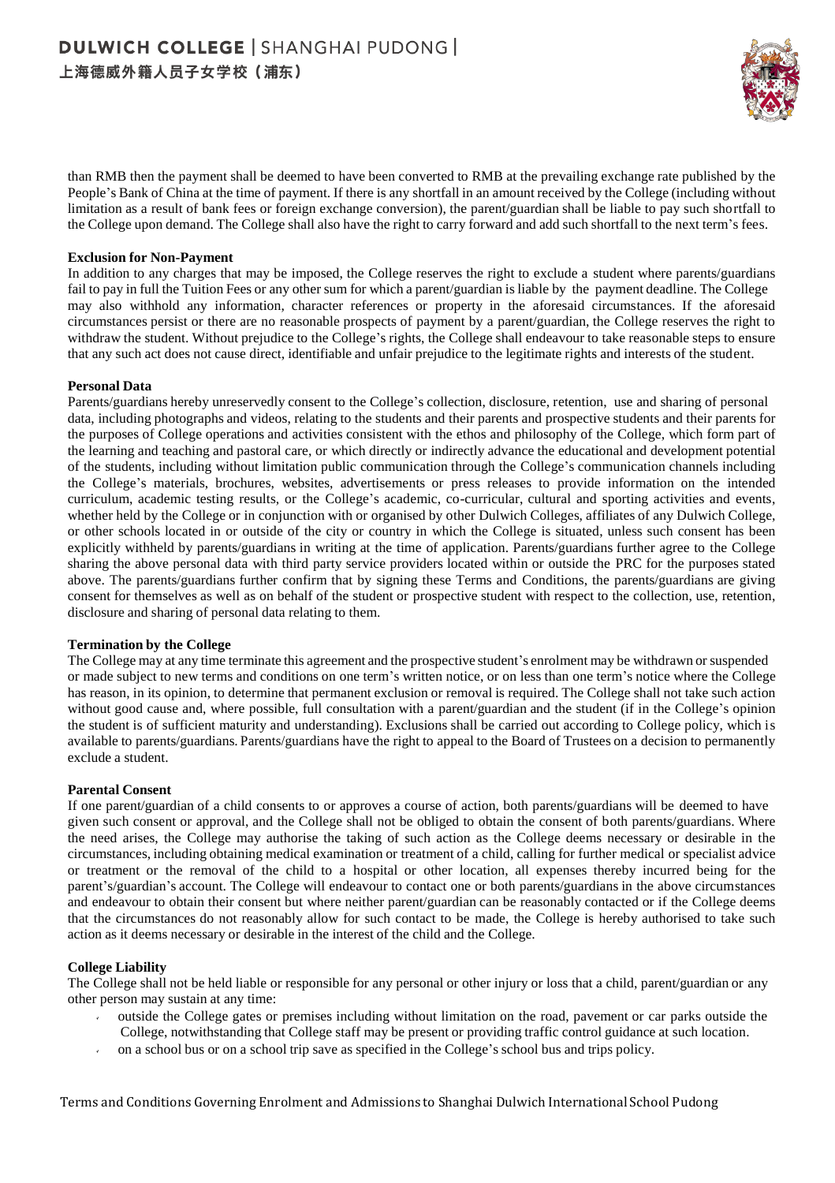than RMB then the payment shall be deemed to have been converted to RMB at the prevailing exchange rate published by the People's Bank of China at the time of payment. If there is any shortfall in an amount received by the College (including without limitation as a result of bank fees or foreign exchange conversion), the parent/guardian shall be liable to pay such shortfall to the College upon demand. The College shall also have the right to carry forward and add such shortfall to the next term's fees.

**Exclusion for Non-Payment**

In addition to any charges that may be imposed, the College reserves the right to exclude a student where parents/guardians fail to pay in full the Tuition Fees or any other sum for which a parent/guardian is liable by the payment deadline. The College may also withhold any information, character references or property in the aforesaid circumstances. If the aforesaid circumstances persist or there are no reasonable prospects of payment by a parent/guardian, the College reserves the right to withdraw the student. Without prejudice to the College's rights, the College shall endeavour to take reasonable steps to ensure that any such act does not cause direct, identifiable and unfair prejudice to the legitimate rights and interests of the student.

**Personal Data**

Parents/guardians hereby unreservedly consent to the College's collection, disclosure, retention, use and sharing of personal data, including photographs and videos, relating to the students and their parents and prospective students and their parents for the purposes of College operations and activities consistent with the ethos and philosophy of the College, which form part of the learning and teaching and pastoral care, or which directly or indirectly advance the educational and development potential of the students, including without limitation public communication through the College's communication channels including the College's materials, brochures, websites, advertisements or press releases to provide information on the intended curriculum, academic testing results, or the College's academic, co-curricular, cultural and sporting activities and events, whether held by the College or in conjunction with or organised by other Dulwich Colleges, affiliates of any Dulwich College, or other schools located in or outside of the city or country in which the College is situated, unless such consent has been explicitly withheld by parents/guardians in writing at the time of application. Parents/guardians further agree to the College sharing the above personal data with third party service providers located within or outside the PRC for the purposes stated above. The parents/guardians further confirm that by signing these Terms and Conditions, the parents/guardians are giving consent for themselves as well as on behalf of the student or prospective student with respect to the collection, use, retention, disclosure and sharing of personal data relating to them.

**Termination by the College**

The College may at any time terminate this agreement and the prospective student's enrolment may be withdrawn or suspended or made subject to new terms and conditions on one term's written notice, or on less than one term's notice where the College has reason, in its opinion, to determine that permanent exclusion or removal is required. The College shall not take such action without good cause and, where possible, full consultation with a parent/guardian and the student (if in the College's opinion the student is of sufficient maturity and understanding). Exclusions shall be carried out according to College policy, which is available to parents/guardians. Parents/guardians have the right to appeal to the Board of Trustees on a decision to permanently exclude a student.

**Parental Consent**

If one parent/guardian of a child consents to or approves a course of action, both parents/guardians will be deemed to have given such consent or approval, and the College shall not be obliged to obtain the consent of both parents/guardians. Where the need arises, the College may authorise the taking of such action as the College deems necessary or desirable in the circumstances, including obtaining medical examination or treatment of a child, calling for further medical or specialist advice or treatment or the removal of the child to a hospital or other location, all expenses thereby incurred being for the parent's/guardian's account. The College will endeavour to contact one or both parents/guardians in the above circumstances and endeavour to obtain their consent but where neither parent/guardian can be reasonably contacted or if the College deems that the circumstances do not reasonably allow for such contact to be made, the College is hereby authorised to take such action as it deems necessary or desirable in the interest of the child and the College.

**College Liability**

The College shall not be held liable or responsible for any personal or other injury or loss that a child, parent/guardian or any other person may sustain at any time:

- outside the College gates or premises including without limitation on the road, pavement or car parks outside the College, notwithstanding that College staff may be present or providing traffic control guidance at such location.
- on a school bus or on a school trip save as specified in the College's school bus and trips policy.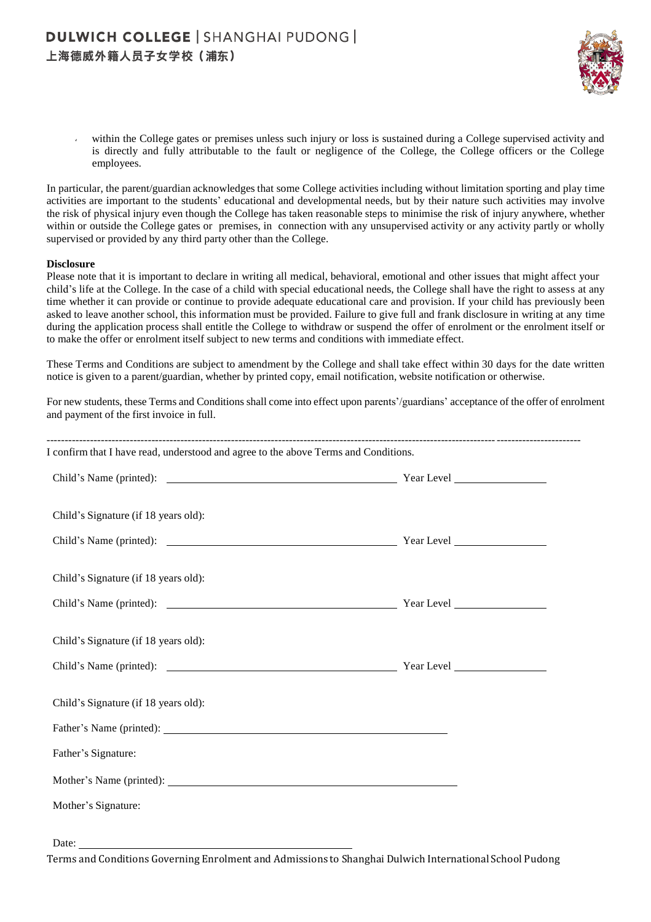- within the College gates or premises unless such injury or loss is sustained during a College supervised activity and is directly and fully attributable to the fault or negligence of the College, the College officers or the College employees.

In particular, the parent/guardian acknowledges that some College activities including without limitation sporting and play time activities are important to the students' educational and developmental needs, but by their nature such activities may involve the risk of physical injury even though the College has taken reasonable steps to minimise the risk of injury anywhere, whether within or outside the College gates or premises, in connection with any unsupervised activity or any activity partly or wholly supervised or provided by any third party other than the College.

**Disclosure**

Please note that it is important to declare in writing all medical, behavioral, emotional and other issues that might affect your child's life at the College. In the case of a child with special educational needs, the College shall have the right to assess at any time whether it can provide or continue to provide adequate educational care and provision. If your child has previously been asked to leave another school, this information must be provided. Failure to give full and frank disclosure in writing at any time during the application process shall entitle the College to withdraw or suspend the offer of enrolment or the enrolment itself or to make the offer or enrolment itself subject to new terms and conditions with immediate effect.

These Terms and Conditions are subject to amendment by the College and shall take effect within 30 days for the date written notice is given to a parent/guardian, whether by printed copy, email notification, website notification or otherwise.

For new students, these Terms and Conditions shall come into effect upon parents'/guardians' acceptance of the offer of enrolment and payment of the first invoice in full.

---

I confirm that I have read, understood and agree to the above Terms and Conditions.

Child's Name (printed): ______________________ Year Level __________

Child's Signature (if 18 years old):

Child's Name (printed): ______________________ Year Level __________

Child's Signature (if 18 years old):

Child's Name (printed): ______________________ Year Level __________

Child's Signature (if 18 years old):

Child's Name (printed): ______________________ Year Level __________

Child's Signature (if 18 years old):

Father's Name (printed): ______________________

Father's Signature:

Mother's Name (printed): ______________________

Mother's Signature:

Date: ______________________